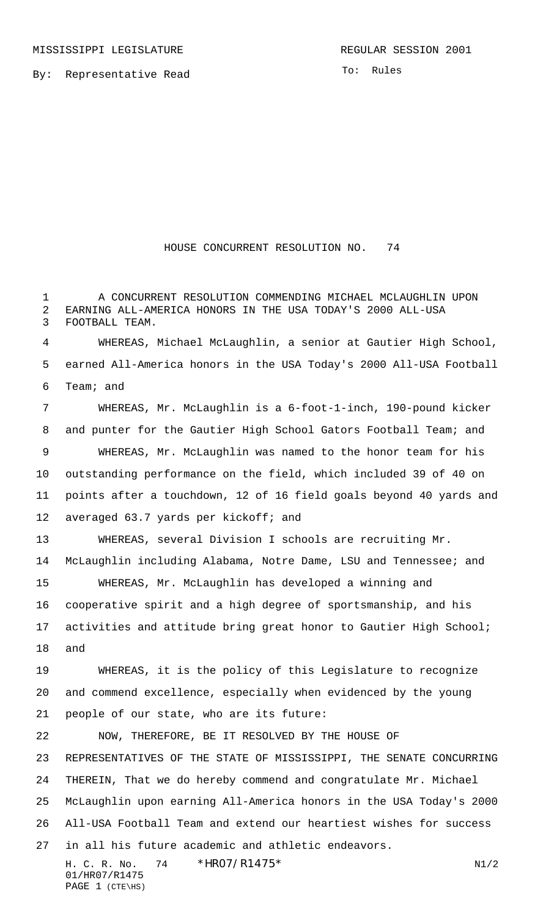MISSISSIPPI LEGISLATURE REGULAR SESSION 2001

By: Representative Read

To: Rules

# HOUSE CONCURRENT RESOLUTION NO. 74

A CONCURRENT RESOLUTION COMMENDING MICHAEL MCLAUGHLIN UPON EARNING ALL-AMERICA HONORS IN THE USA TODAY'S 2000 ALL-USA FOOTBALL TEAM.

WHEREAS, Michael McLaughlin, a senior at Gautier High School, earned All-America honors in the USA Today's 2000 All-USA Football Team; and

WHEREAS, Mr. McLaughlin is a 6-foot-1-inch, 190-pound kicker and punter for the Gautier High School Gators Football Team; and

WHEREAS, Mr. McLaughlin was named to the honor team for his outstanding performance on the field, which included 39 of 40 on points after a touchdown, 12 of 16 field goals beyond 40 yards and averaged 63.7 yards per kickoff; and

WHEREAS, several Division I schools are recruiting Mr. McLaughlin including Alabama, Notre Dame, LSU and Tennessee; and

WHEREAS, Mr. McLaughlin has developed a winning and cooperative spirit and a high degree of sportsmanship, and his activities and attitude bring great honor to Gautier High School; and

WHEREAS, it is the policy of this Legislature to recognize and commend excellence, especially when evidenced by the young people of our state, who are its future:

NOW, THEREFORE, BE IT RESOLVED BY THE HOUSE OF REPRESENTATIVES OF THE STATE OF MISSISSIPPI, THE SENATE CONCURRING THEREIN, That we do hereby commend and congratulate Mr. Michael McLaughlin upon earning All-America honors in the USA Today's 2000 All-USA Football Team and extend our heartiest wishes for success in all his future academic and athletic endeavors.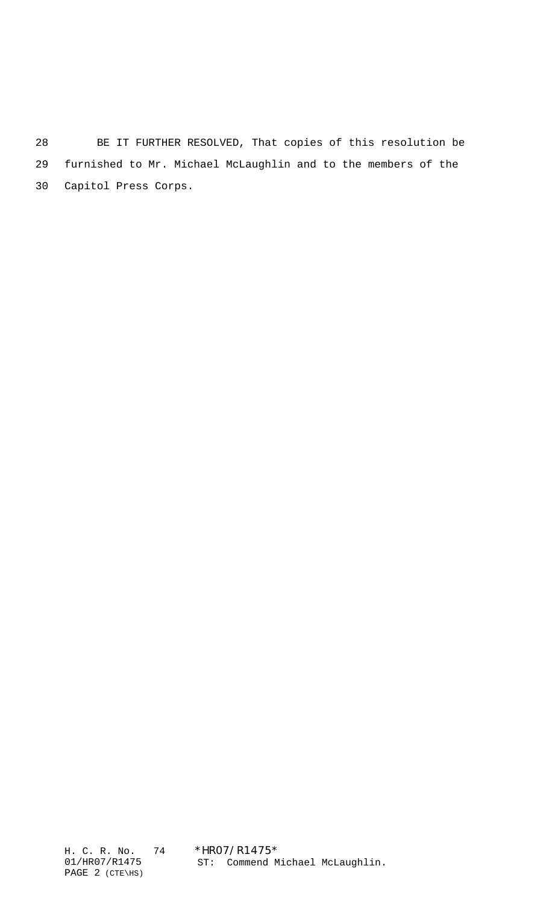BE IT FURTHER RESOLVED, That copies of this resolution be furnished to Mr. Michael McLaughlin and to the members of the Capitol Press Corps.